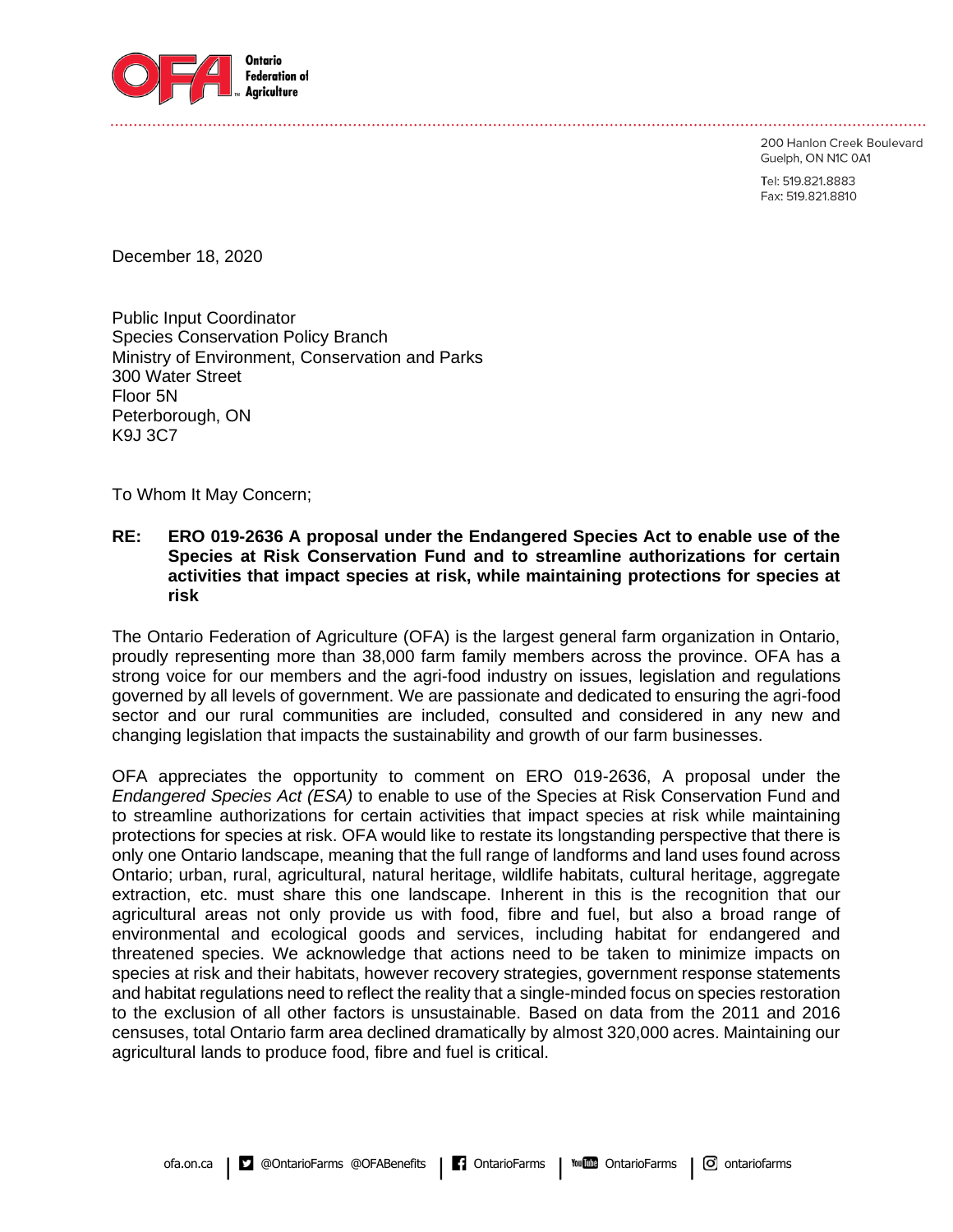Ontario Federation of Agriculture

200 Hanlon Creek Boulevard
Guelph, ON N1C 0A1

Tel: 519.821.8883
Fax: 519.821.8810

December 18, 2020

Public Input Coordinator
Species Conservation Policy Branch
Ministry of Environment, Conservation and Parks
300 Water Street
Floor 5N
Peterborough, ON
K9J 3C7

To Whom It May Concern;

**RE: ERO 019-2636 A proposal under the Endangered Species Act to enable use of the Species at Risk Conservation Fund and to streamline authorizations for certain activities that impact species at risk, while maintaining protections for species at risk**

The Ontario Federation of Agriculture (OFA) is the largest general farm organization in Ontario, proudly representing more than 38,000 farm family members across the province. OFA has a strong voice for our members and the agri-food industry on issues, legislation and regulations governed by all levels of government. We are passionate and dedicated to ensuring the agri-food sector and our rural communities are included, consulted and considered in any new and changing legislation that impacts the sustainability and growth of our farm businesses.

OFA appreciates the opportunity to comment on ERO 019-2636, A proposal under the *Endangered Species Act (ESA)* to enable to use of the Species at Risk Conservation Fund and to streamline authorizations for certain activities that impact species at risk while maintaining protections for species at risk. OFA would like to restate its longstanding perspective that there is only one Ontario landscape, meaning that the full range of landforms and land uses found across Ontario; urban, rural, agricultural, natural heritage, wildlife habitats, cultural heritage, aggregate extraction, etc. must share this one landscape. Inherent in this is the recognition that our agricultural areas not only provide us with food, fibre and fuel, but also a broad range of environmental and ecological goods and services, including habitat for endangered and threatened species. We acknowledge that actions need to be taken to minimize impacts on species at risk and their habitats, however recovery strategies, government response statements and habitat regulations need to reflect the reality that a single-minded focus on species restoration to the exclusion of all other factors is unsustainable. Based on data from the 2011 and 2016 censuses, total Ontario farm area declined dramatically by almost 320,000 acres. Maintaining our agricultural lands to produce food, fibre and fuel is critical.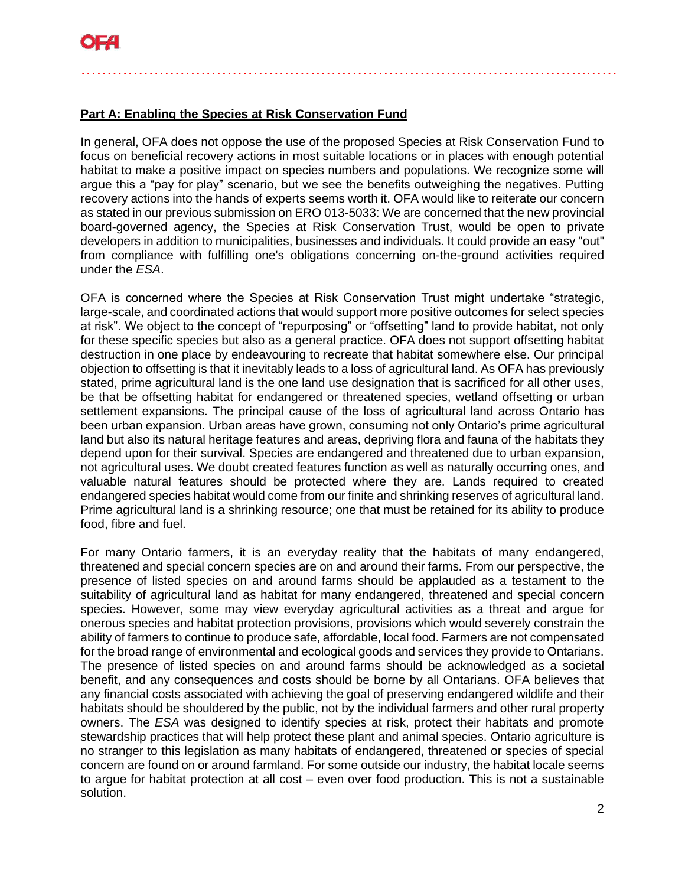**Part A: Enabling the Species at Risk Conservation Fund**

In general, OFA does not oppose the use of the proposed Species at Risk Conservation Fund to focus on beneficial recovery actions in most suitable locations or in places with enough potential habitat to make a positive impact on species numbers and populations. We recognize some will argue this a "pay for play" scenario, but we see the benefits outweighing the negatives. Putting recovery actions into the hands of experts seems worth it. OFA would like to reiterate our concern as stated in our previous submission on ERO 013-5033: We are concerned that the new provincial board-governed agency, the Species at Risk Conservation Trust, would be open to private developers in addition to municipalities, businesses and individuals. It could provide an easy "out" from compliance with fulfilling one's obligations concerning on-the-ground activities required under the *ESA*.

OFA is concerned where the Species at Risk Conservation Trust might undertake "strategic, large-scale, and coordinated actions that would support more positive outcomes for select species at risk". We object to the concept of "repurposing" or "offsetting" land to provide habitat, not only for these specific species but also as a general practice. OFA does not support offsetting habitat destruction in one place by endeavouring to recreate that habitat somewhere else. Our principal objection to offsetting is that it inevitably leads to a loss of agricultural land. As OFA has previously stated, prime agricultural land is the one land use designation that is sacrificed for all other uses, be that be offsetting habitat for endangered or threatened species, wetland offsetting or urban settlement expansions. The principal cause of the loss of agricultural land across Ontario has been urban expansion. Urban areas have grown, consuming not only Ontario's prime agricultural land but also its natural heritage features and areas, depriving flora and fauna of the habitats they depend upon for their survival. Species are endangered and threatened due to urban expansion, not agricultural uses. We doubt created features function as well as naturally occurring ones, and valuable natural features should be protected where they are. Lands required to created endangered species habitat would come from our finite and shrinking reserves of agricultural land. Prime agricultural land is a shrinking resource; one that must be retained for its ability to produce food, fibre and fuel.

For many Ontario farmers, it is an everyday reality that the habitats of many endangered, threatened and special concern species are on and around their farms. From our perspective, the presence of listed species on and around farms should be applauded as a testament to the suitability of agricultural land as habitat for many endangered, threatened and special concern species. However, some may view everyday agricultural activities as a threat and argue for onerous species and habitat protection provisions, provisions which would severely constrain the ability of farmers to continue to produce safe, affordable, local food. Farmers are not compensated for the broad range of environmental and ecological goods and services they provide to Ontarians. The presence of listed species on and around farms should be acknowledged as a societal benefit, and any consequences and costs should be borne by all Ontarians. OFA believes that any financial costs associated with achieving the goal of preserving endangered wildlife and their habitats should be shouldered by the public, not by the individual farmers and other rural property owners. The *ESA* was designed to identify species at risk, protect their habitats and promote stewardship practices that will help protect these plant and animal species. Ontario agriculture is no stranger to this legislation as many habitats of endangered, threatened or species of special concern are found on or around farmland. For some outside our industry, the habitat locale seems to argue for habitat protection at all cost – even over food production. This is not a sustainable solution.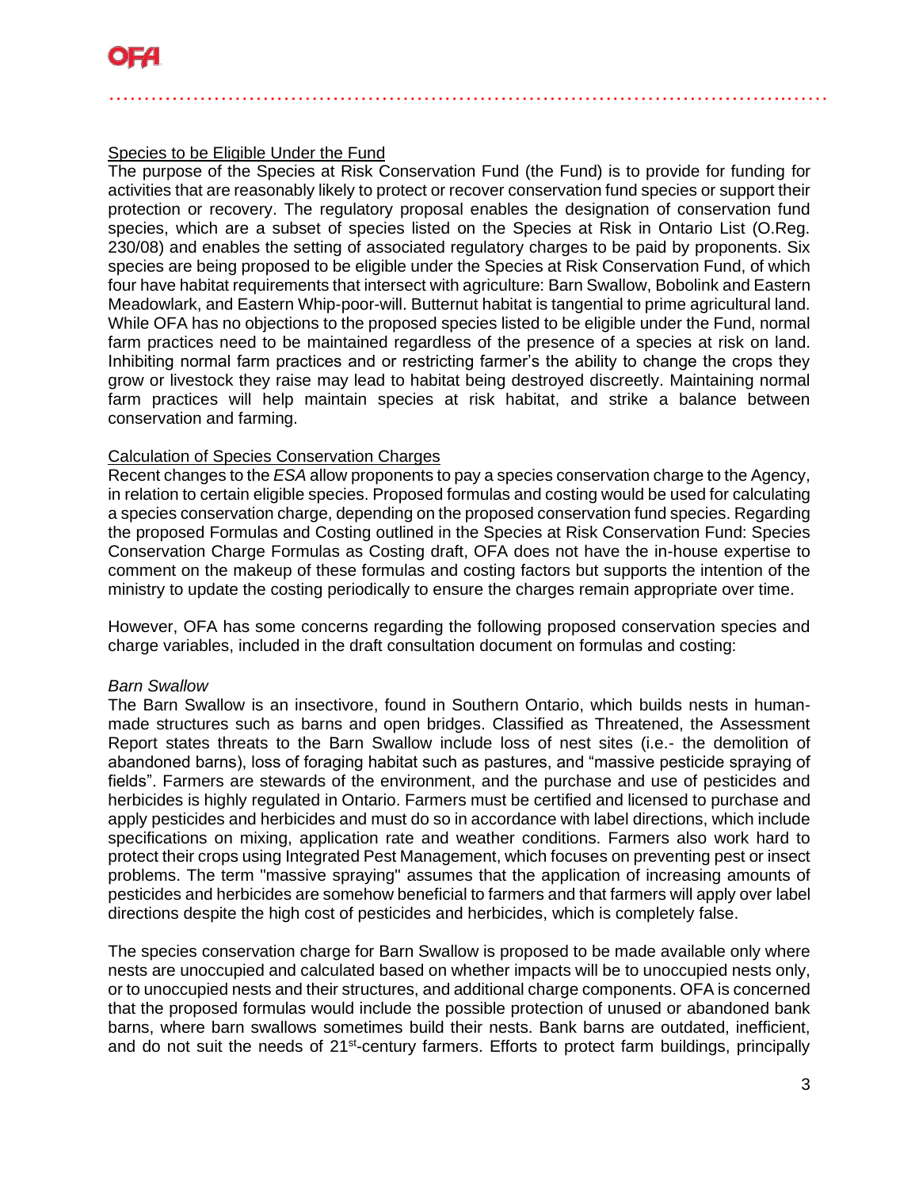Species to be Eligible Under the Fund

The purpose of the Species at Risk Conservation Fund (the Fund) is to provide for funding for activities that are reasonably likely to protect or recover conservation fund species or support their protection or recovery. The regulatory proposal enables the designation of conservation fund species, which are a subset of species listed on the Species at Risk in Ontario List (O.Reg. 230/08) and enables the setting of associated regulatory charges to be paid by proponents. Six species are being proposed to be eligible under the Species at Risk Conservation Fund, of which four have habitat requirements that intersect with agriculture: Barn Swallow, Bobolink and Eastern Meadowlark, and Eastern Whip-poor-will. Butternut habitat is tangential to prime agricultural land. While OFA has no objections to the proposed species listed to be eligible under the Fund, normal farm practices need to be maintained regardless of the presence of a species at risk on land. Inhibiting normal farm practices and or restricting farmer's the ability to change the crops they grow or livestock they raise may lead to habitat being destroyed discreetly. Maintaining normal farm practices will help maintain species at risk habitat, and strike a balance between conservation and farming.

Calculation of Species Conservation Charges

Recent changes to the *ESA* allow proponents to pay a species conservation charge to the Agency, in relation to certain eligible species. Proposed formulas and costing would be used for calculating a species conservation charge, depending on the proposed conservation fund species. Regarding the proposed Formulas and Costing outlined in the Species at Risk Conservation Fund: Species Conservation Charge Formulas as Costing draft, OFA does not have the in-house expertise to comment on the makeup of these formulas and costing factors but supports the intention of the ministry to update the costing periodically to ensure the charges remain appropriate over time.

However, OFA has some concerns regarding the following proposed conservation species and charge variables, included in the draft consultation document on formulas and costing:

*Barn Swallow*

The Barn Swallow is an insectivore, found in Southern Ontario, which builds nests in human-made structures such as barns and open bridges. Classified as Threatened, the Assessment Report states threats to the Barn Swallow include loss of nest sites (i.e.- the demolition of abandoned barns), loss of foraging habitat such as pastures, and "massive pesticide spraying of fields". Farmers are stewards of the environment, and the purchase and use of pesticides and herbicides is highly regulated in Ontario. Farmers must be certified and licensed to purchase and apply pesticides and herbicides and must do so in accordance with label directions, which include specifications on mixing, application rate and weather conditions. Farmers also work hard to protect their crops using Integrated Pest Management, which focuses on preventing pest or insect problems. The term "massive spraying" assumes that the application of increasing amounts of pesticides and herbicides are somehow beneficial to farmers and that farmers will apply over label directions despite the high cost of pesticides and herbicides, which is completely false.

The species conservation charge for Barn Swallow is proposed to be made available only where nests are unoccupied and calculated based on whether impacts will be to unoccupied nests only, or to unoccupied nests and their structures, and additional charge components. OFA is concerned that the proposed formulas would include the possible protection of unused or abandoned bank barns, where barn swallows sometimes build their nests. Bank barns are outdated, inefficient, and do not suit the needs of 21st-century farmers. Efforts to protect farm buildings, principally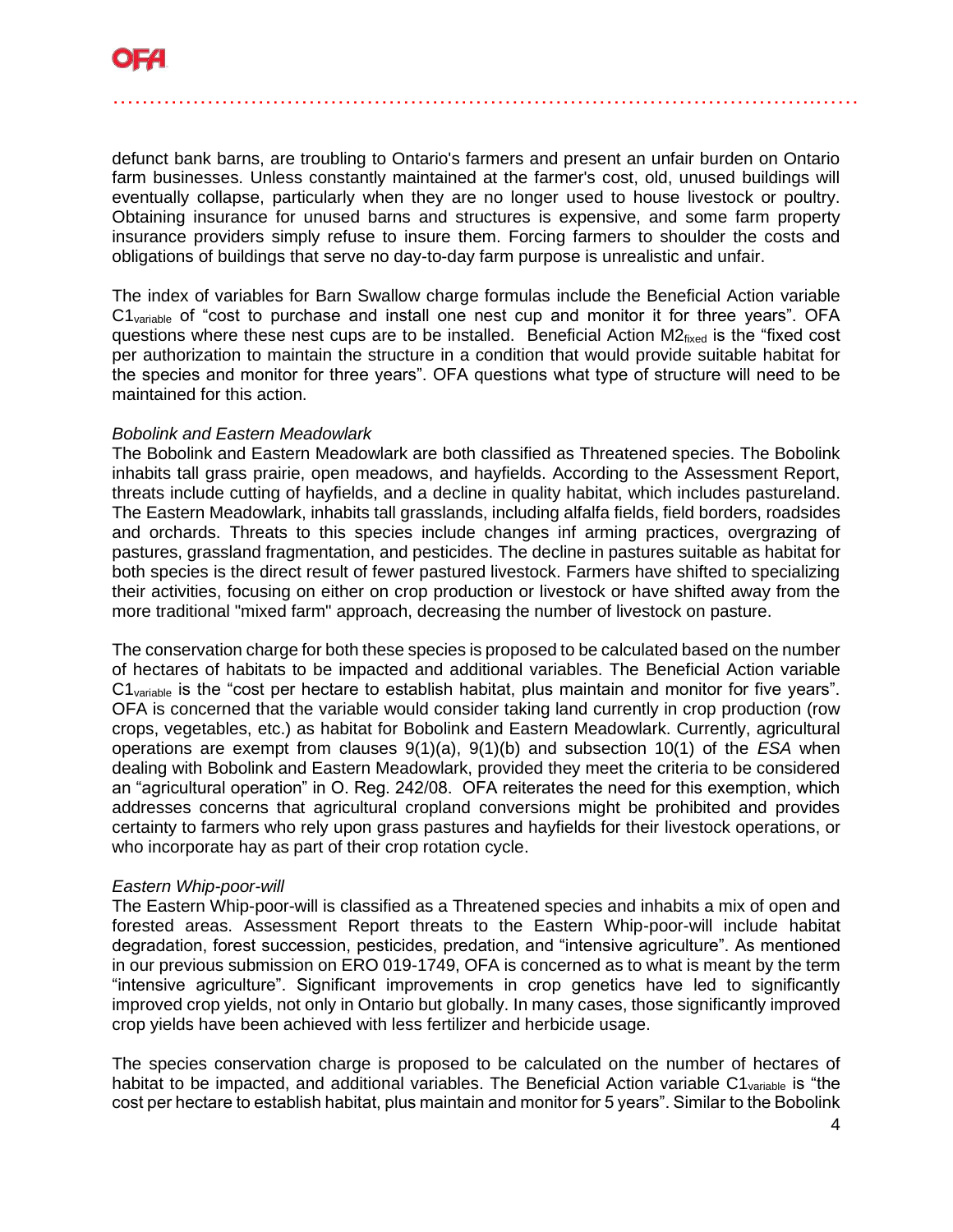defunct bank barns, are troubling to Ontario's farmers and present an unfair burden on Ontario farm businesses. Unless constantly maintained at the farmer's cost, old, unused buildings will eventually collapse, particularly when they are no longer used to house livestock or poultry. Obtaining insurance for unused barns and structures is expensive, and some farm property insurance providers simply refuse to insure them. Forcing farmers to shoulder the costs and obligations of buildings that serve no day-to-day farm purpose is unrealistic and unfair.

The index of variables for Barn Swallow charge formulas include the Beneficial Action variable $C1_{variable}$ of "cost to purchase and install one nest cup and monitor it for three years". OFA questions where these nest cups are to be installed. Beneficial Action $M2_{fixed}$ is the "fixed cost per authorization to maintain the structure in a condition that would provide suitable habitat for the species and monitor for three years". OFA questions what type of structure will need to be maintained for this action.

*Bobolink and Eastern Meadowlark*

The Bobolink and Eastern Meadowlark are both classified as Threatened species. The Bobolink inhabits tall grass prairie, open meadows, and hayfields. According to the Assessment Report, threats include cutting of hayfields, and a decline in quality habitat, which includes pastureland. The Eastern Meadowlark, inhabits tall grasslands, including alfalfa fields, field borders, roadsides and orchards. Threats to this species include changes inf arming practices, overgrazing of pastures, grassland fragmentation, and pesticides. The decline in pastures suitable as habitat for both species is the direct result of fewer pastured livestock. Farmers have shifted to specializing their activities, focusing on either on crop production or livestock or have shifted away from the more traditional "mixed farm" approach, decreasing the number of livestock on pasture.

The conservation charge for both these species is proposed to be calculated based on the number of hectares of habitats to be impacted and additional variables. The Beneficial Action variable $C1_{variable}$ is the "cost per hectare to establish habitat, plus maintain and monitor for five years". OFA is concerned that the variable would consider taking land currently in crop production (row crops, vegetables, etc.) as habitat for Bobolink and Eastern Meadowlark. Currently, agricultural operations are exempt from clauses 9(1)(a), 9(1)(b) and subsection 10(1) of the *ESA* when dealing with Bobolink and Eastern Meadowlark, provided they meet the criteria to be considered an "agricultural operation" in O. Reg. 242/08. OFA reiterates the need for this exemption, which addresses concerns that agricultural cropland conversions might be prohibited and provides certainty to farmers who rely upon grass pastures and hayfields for their livestock operations, or who incorporate hay as part of their crop rotation cycle.

*Eastern Whip-poor-will*

The Eastern Whip-poor-will is classified as a Threatened species and inhabits a mix of open and forested areas. Assessment Report threats to the Eastern Whip-poor-will include habitat degradation, forest succession, pesticides, predation, and "intensive agriculture". As mentioned in our previous submission on ERO 019-1749, OFA is concerned as to what is meant by the term "intensive agriculture". Significant improvements in crop genetics have led to significantly improved crop yields, not only in Ontario but globally. In many cases, those significantly improved crop yields have been achieved with less fertilizer and herbicide usage.

The species conservation charge is proposed to be calculated on the number of hectares of habitat to be impacted, and additional variables. The Beneficial Action variable $C1_{variable}$ is "the cost per hectare to establish habitat, plus maintain and monitor for 5 years". Similar to the Bobolink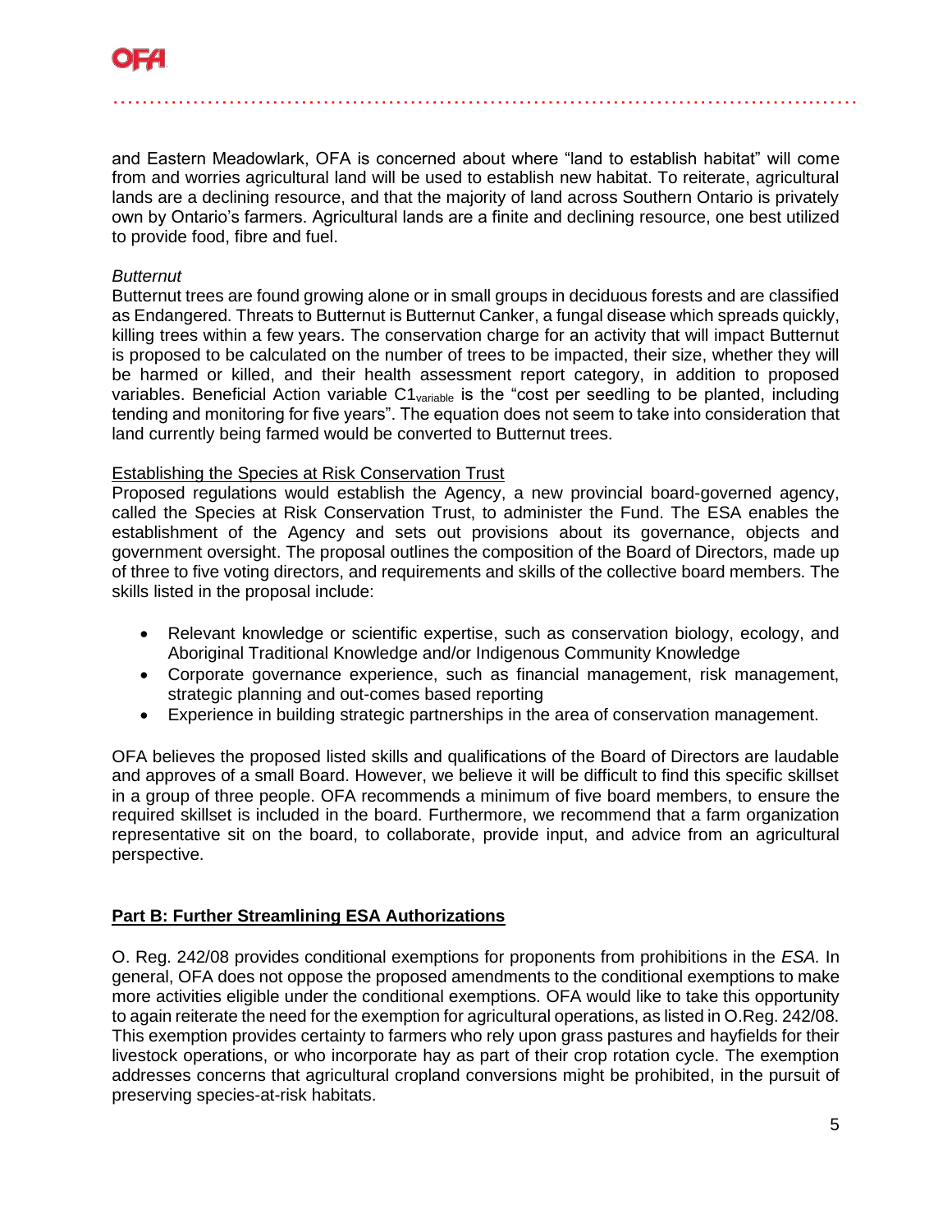and Eastern Meadowlark, OFA is concerned about where "land to establish habitat" will come from and worries agricultural land will be used to establish new habitat. To reiterate, agricultural lands are a declining resource, and that the majority of land across Southern Ontario is privately own by Ontario's farmers. Agricultural lands are a finite and declining resource, one best utilized to provide food, fibre and fuel.

*Butternut*

Butternut trees are found growing alone or in small groups in deciduous forests and are classified as Endangered. Threats to Butternut is Butternut Canker, a fungal disease which spreads quickly, killing trees within a few years. The conservation charge for an activity that will impact Butternut is proposed to be calculated on the number of trees to be impacted, their size, whether they will be harmed or killed, and their health assessment report category, in addition to proposed variables. Beneficial Action variable $C1_{variable}$ is the "cost per seedling to be planted, including tending and monitoring for five years". The equation does not seem to take into consideration that land currently being farmed would be converted to Butternut trees.

<u>Establishing the Species at Risk Conservation Trust</u>

Proposed regulations would establish the Agency, a new provincial board-governed agency, called the Species at Risk Conservation Trust, to administer the Fund. The ESA enables the establishment of the Agency and sets out provisions about its governance, objects and government oversight. The proposal outlines the composition of the Board of Directors, made up of three to five voting directors, and requirements and skills of the collective board members. The skills listed in the proposal include:

- Relevant knowledge or scientific expertise, such as conservation biology, ecology, and Aboriginal Traditional Knowledge and/or Indigenous Community Knowledge
- Corporate governance experience, such as financial management, risk management, strategic planning and out-comes based reporting
- Experience in building strategic partnerships in the area of conservation management.

OFA believes the proposed listed skills and qualifications of the Board of Directors are laudable and approves of a small Board. However, we believe it will be difficult to find this specific skillset in a group of three people. OFA recommends a minimum of five board members, to ensure the required skillset is included in the board. Furthermore, we recommend that a farm organization representative sit on the board, to collaborate, provide input, and advice from an agricultural perspective.

## <u>Part B: Further Streamlining ESA Authorizations</u>

O. Reg. 242/08 provides conditional exemptions for proponents from prohibitions in the *ESA.* In general, OFA does not oppose the proposed amendments to the conditional exemptions to make more activities eligible under the conditional exemptions. OFA would like to take this opportunity to again reiterate the need for the exemption for agricultural operations, as listed in O.Reg. 242/08. This exemption provides certainty to farmers who rely upon grass pastures and hayfields for their livestock operations, or who incorporate hay as part of their crop rotation cycle. The exemption addresses concerns that agricultural cropland conversions might be prohibited, in the pursuit of preserving species-at-risk habitats.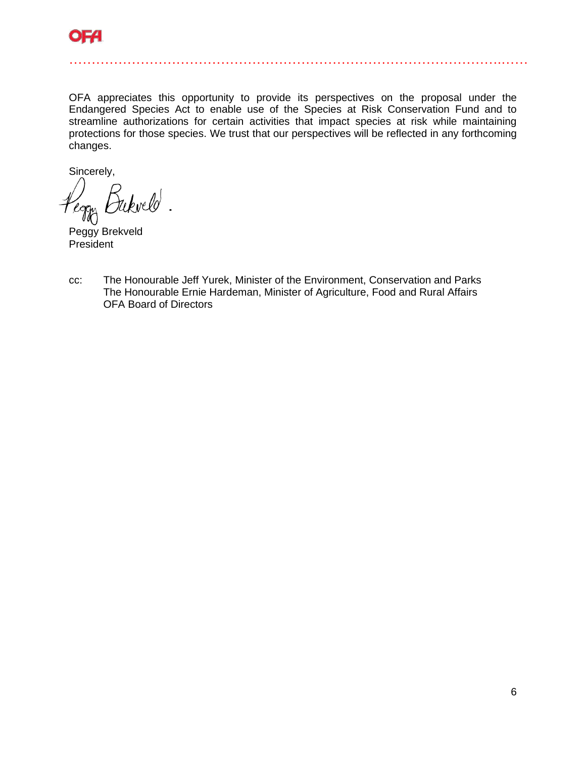OFA appreciates this opportunity to provide its perspectives on the proposal under the Endangered Species Act to enable use of the Species at Risk Conservation Fund and to streamline authorizations for certain activities that impact species at risk while maintaining protections for those species. We trust that our perspectives will be reflected in any forthcoming changes.

Sincerely,

Peggy Brekveld
President

cc: The Honourable Jeff Yurek, Minister of the Environment, Conservation and Parks
The Honourable Ernie Hardeman, Minister of Agriculture, Food and Rural Affairs
OFA Board of Directors